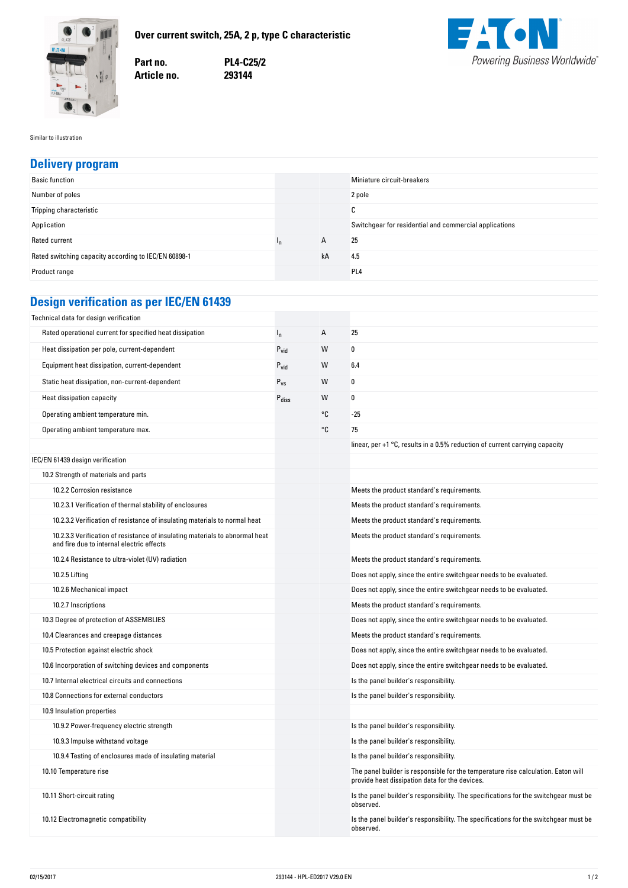# Over current switch, 25A, 2 p, type C characteristic

**Part no.** PL4-C25/2
**Article no.** 293144

Similar to illustration

## Delivery program

| | | | |
|---|---|---|---|
| Basic function | | | Miniature circuit-breakers |
| Number of poles | | | 2 pole |
| Tripping characteristic | | | C |
| Application | | | Switchgear for residential and commercial applications |
| Rated current | $I_n$ | A | 25 |
| Rated switching capacity according to IEC/EN 60898-1 | | kA | 4.5 |
| Product range | | | PL4 |

## Design verification as per IEC/EN 61439

| | | | |
|---|---|---|---|
| Technical data for design verification | | | |
| Rated operational current for specified heat dissipation | $I_n$ | A | 25 |
| Heat dissipation per pole, current-dependent | $P_{vid}$ | W | 0 |
| Equipment heat dissipation, current-dependent | $P_{vid}$ | W | 6.4 |
| Static heat dissipation, non-current-dependent | $P_{vs}$ | W | 0 |
| Heat dissipation capacity | $P_{diss}$ | W | 0 |
| Operating ambient temperature min. | | °C | -25 |
| Operating ambient temperature max. | | °C | 75 |
| | | | linear, per +1 °C, results in a 0.5% reduction of current carrying capacity |
| IEC/EN 61439 design verification | | | |
| 10.2 Strength of materials and parts | | | |
| 10.2.2 Corrosion resistance | | | Meets the product standard's requirements. |
| 10.2.3.1 Verification of thermal stability of enclosures | | | Meets the product standard's requirements. |
| 10.2.3.2 Verification of resistance of insulating materials to normal heat | | | Meets the product standard's requirements. |
| 10.2.3.3 Verification of resistance of insulating materials to abnormal heat and fire due to internal electric effects | | | Meets the product standard's requirements. |
| 10.2.4 Resistance to ultra-violet (UV) radiation | | | Meets the product standard's requirements. |
| 10.2.5 Lifting | | | Does not apply, since the entire switchgear needs to be evaluated. |
| 10.2.6 Mechanical impact | | | Does not apply, since the entire switchgear needs to be evaluated. |
| 10.2.7 Inscriptions | | | Meets the product standard's requirements. |
| 10.3 Degree of protection of ASSEMBLIES | | | Does not apply, since the entire switchgear needs to be evaluated. |
| 10.4 Clearances and creepage distances | | | Meets the product standard's requirements. |
| 10.5 Protection against electric shock | | | Does not apply, since the entire switchgear needs to be evaluated. |
| 10.6 Incorporation of switching devices and components | | | Does not apply, since the entire switchgear needs to be evaluated. |
| 10.7 Internal electrical circuits and connections | | | Is the panel builder's responsibility. |
| 10.8 Connections for external conductors | | | Is the panel builder's responsibility. |
| 10.9 Insulation properties | | | |
| 10.9.2 Power-frequency electric strength | | | Is the panel builder's responsibility. |
| 10.9.3 Impulse withstand voltage | | | Is the panel builder's responsibility. |
| 10.9.4 Testing of enclosures made of insulating material | | | Is the panel builder's responsibility. |
| 10.10 Temperature rise | | | The panel builder is responsible for the temperature rise calculation. Eaton will provide heat dissipation data for the devices. |
| 10.11 Short-circuit rating | | | Is the panel builder's responsibility. The specifications for the switchgear must be observed. |
| 10.12 Electromagnetic compatibility | | | Is the panel builder's responsibility. The specifications for the switchgear must be observed. |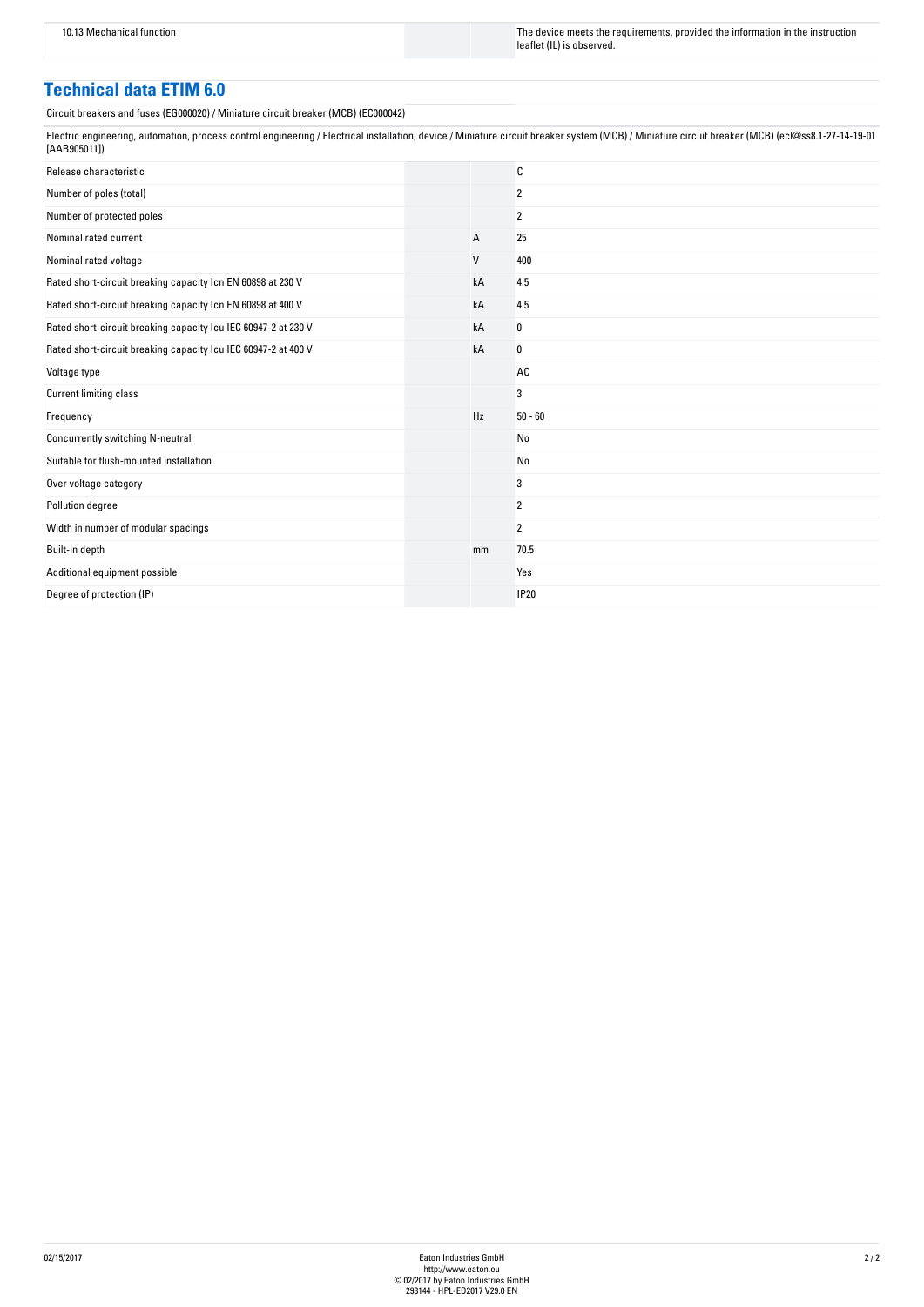| | | |
|---|---|---|
| 10.13 Mechanical function | | The device meets the requirements, provided the information in the instruction leaflet (IL) is observed. |

## Technical data ETIM 6.0

Circuit breakers and fuses (EG000020) / Miniature circuit breaker (MCB) (EC000042)

Electric engineering, automation, process control engineering / Electrical installation, device / Miniature circuit breaker system (MCB) / Miniature circuit breaker (MCB) (ecl@ss8.1-27-14-19-01 [AAB905011])

| | | |
|---|---|---|
| Release characteristic | | C |
| Number of poles (total) | | 2 |
| Number of protected poles | | 2 |
| Nominal rated current | A | 25 |
| Nominal rated voltage | V | 400 |
| Rated short-circuit breaking capacity Icn EN 60898 at 230 V | kA | 4.5 |
| Rated short-circuit breaking capacity Icn EN 60898 at 400 V | kA | 4.5 |
| Rated short-circuit breaking capacity Icu IEC 60947-2 at 230 V | kA | 0 |
| Rated short-circuit breaking capacity Icu IEC 60947-2 at 400 V | kA | 0 |
| Voltage type | | AC |
| Current limiting class | | 3 |
| Frequency | Hz | 50 - 60 |
| Concurrently switching N-neutral | | No |
| Suitable for flush-mounted installation | | No |
| Over voltage category | | 3 |
| Pollution degree | | 2 |
| Width in number of modular spacings | | 2 |
| Built-in depth | mm | 70.5 |
| Additional equipment possible | | Yes |
| Degree of protection (IP) | | IP20 |